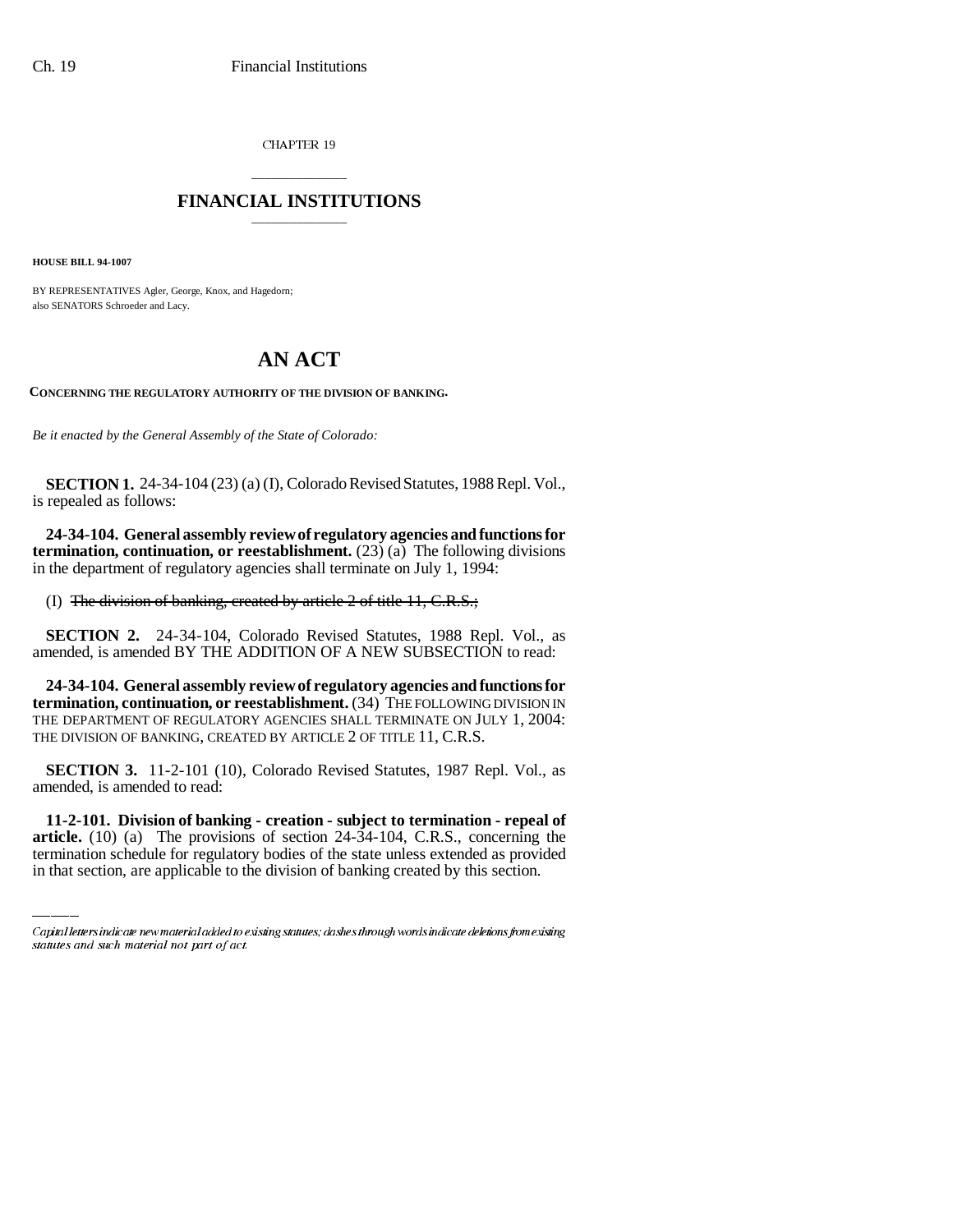CHAPTER 19

# FINANCIAL INSTITUTIONS

**HOUSE BILL 94-1007**

BY REPRESENTATIVES Agler, George, Knox, and Hagedorn;
also SENATORS Schroeder and Lacy.

# AN ACT

**CONCERNING THE REGULATORY AUTHORITY OF THE DIVISION OF BANKING.**

*Be it enacted by the General Assembly of the State of Colorado:*

**SECTION 1.** 24-34-104 (23) (a) (I), Colorado Revised Statutes, 1988 Repl. Vol., is repealed as follows:

**24-34-104. General assembly review of regulatory agencies and functions for termination, continuation, or reestablishment.** (23) (a) The following divisions in the department of regulatory agencies shall terminate on July 1, 1994:

(I) ~~The division of banking, created by article 2 of title 11, C.R.S.;~~

**SECTION 2.** 24-34-104, Colorado Revised Statutes, 1988 Repl. Vol., as amended, is amended BY THE ADDITION OF A NEW SUBSECTION to read:

**24-34-104. General assembly review of regulatory agencies and functions for termination, continuation, or reestablishment.** (34) THE FOLLOWING DIVISION IN THE DEPARTMENT OF REGULATORY AGENCIES SHALL TERMINATE ON JULY 1, 2004: THE DIVISION OF BANKING, CREATED BY ARTICLE 2 OF TITLE 11, C.R.S.

**SECTION 3.** 11-2-101 (10), Colorado Revised Statutes, 1987 Repl. Vol., as amended, is amended to read:

**11-2-101. Division of banking - creation - subject to termination - repeal of article.** (10) (a) The provisions of section 24-34-104, C.R.S., concerning the termination schedule for regulatory bodies of the state unless extended as provided in that section, are applicable to the division of banking created by this section.

*Capital letters indicate new material added to existing statutes; dashes through words indicate deletions from existing statutes and such material not part of act.*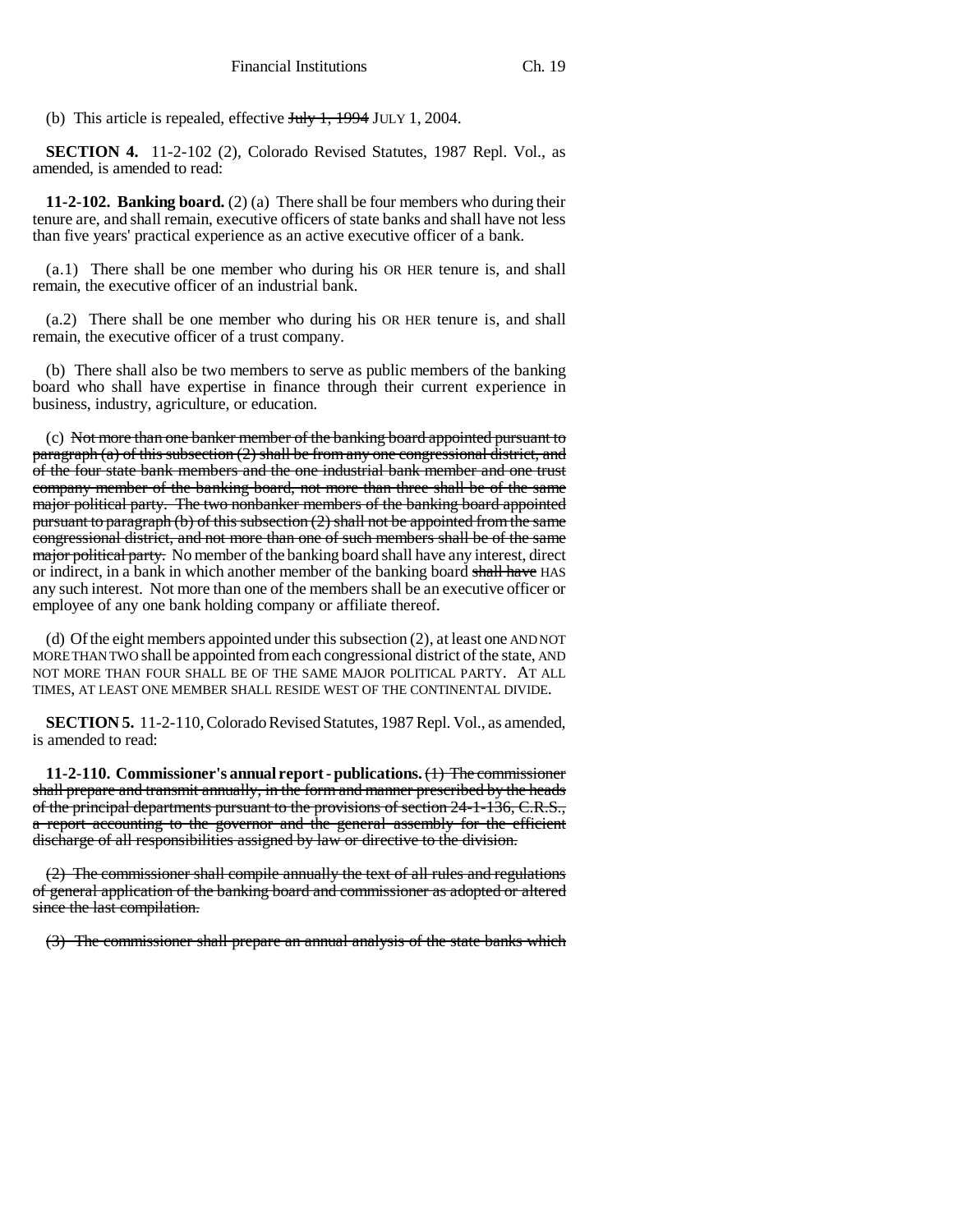(b) This article is repealed, effective ~~July 1, 1994~~ JULY 1, 2004.

**SECTION 4.** 11-2-102 (2), Colorado Revised Statutes, 1987 Repl. Vol., as amended, is amended to read:

**11-2-102. Banking board.** (2) (a) There shall be four members who during their tenure are, and shall remain, executive officers of state banks and shall have not less than five years' practical experience as an active executive officer of a bank.

(a.1) There shall be one member who during his OR HER tenure is, and shall remain, the executive officer of an industrial bank.

(a.2) There shall be one member who during his OR HER tenure is, and shall remain, the executive officer of a trust company.

(b) There shall also be two members to serve as public members of the banking board who shall have expertise in finance through their current experience in business, industry, agriculture, or education.

(c) ~~Not more than one banker member of the banking board appointed pursuant to paragraph (a) of this subsection (2) shall be from any one congressional district, and of the four state bank members and the one industrial bank member and one trust company member of the banking board, not more than three shall be of the same major political party. The two nonbanker members of the banking board appointed pursuant to paragraph (b) of this subsection (2) shall not be appointed from the same congressional district, and not more than one of such members shall be of the same major political party.~~ No member of the banking board shall have any interest, direct or indirect, in a bank in which another member of the banking board ~~shall have~~ HAS any such interest. Not more than one of the members shall be an executive officer or employee of any one bank holding company or affiliate thereof.

(d) Of the eight members appointed under this subsection (2), at least one AND NOT MORE THAN TWO shall be appointed from each congressional district of the state, AND NOT MORE THAN FOUR SHALL BE OF THE SAME MAJOR POLITICAL PARTY. AT ALL TIMES, AT LEAST ONE MEMBER SHALL RESIDE WEST OF THE CONTINENTAL DIVIDE.

**SECTION 5.** 11-2-110, Colorado Revised Statutes, 1987 Repl. Vol., as amended, is amended to read:

**11-2-110. Commissioner's annual report - publications.** ~~(1) The commissioner shall prepare and transmit annually, in the form and manner prescribed by the heads of the principal departments pursuant to the provisions of section 24-1-136, C.R.S., a report accounting to the governor and the general assembly for the efficient discharge of all responsibilities assigned by law or directive to the division.~~

~~(2) The commissioner shall compile annually the text of all rules and regulations of general application of the banking board and commissioner as adopted or altered since the last compilation.~~

~~(3) The commissioner shall prepare an annual analysis of the state banks which~~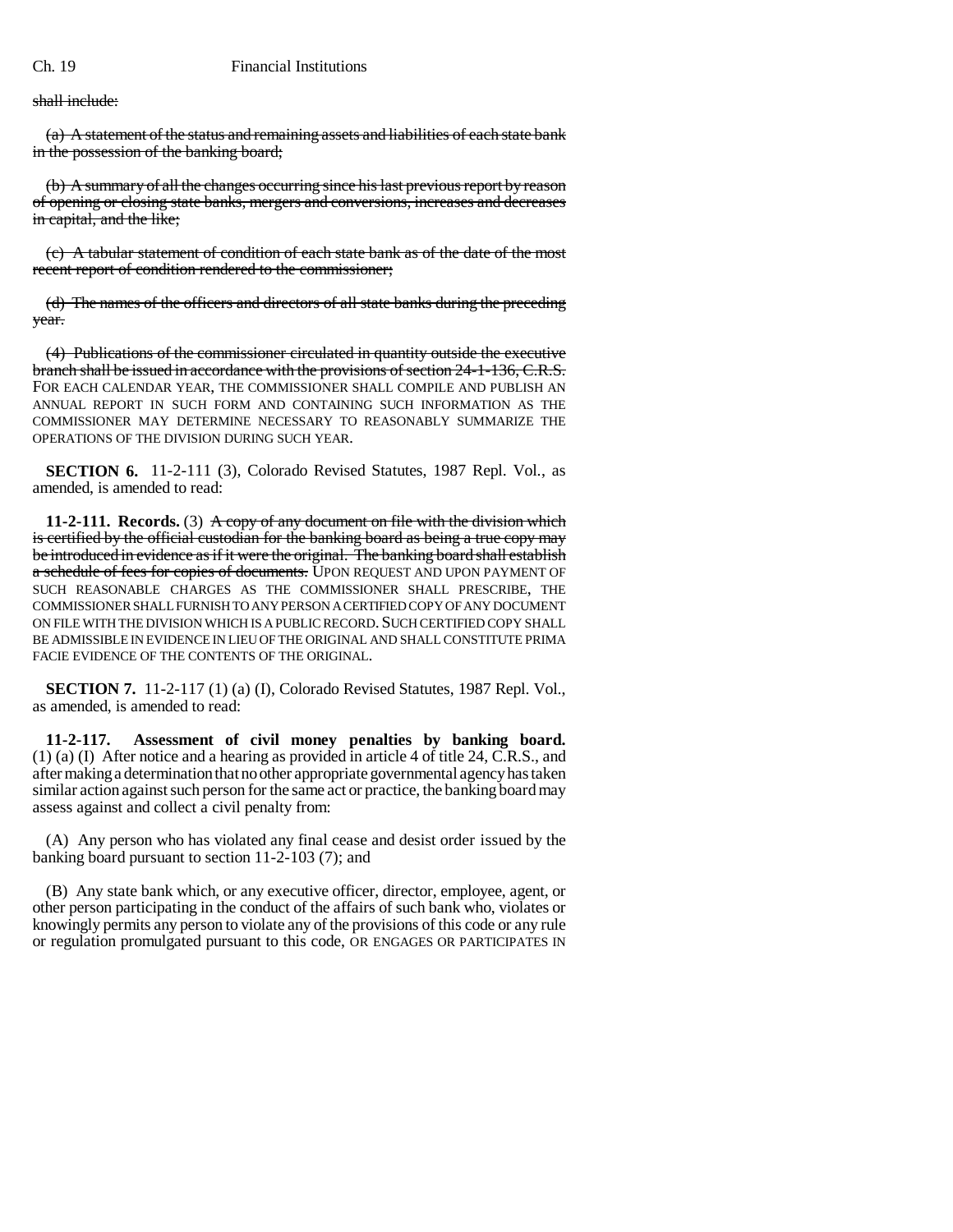shall include:

(a) A statement of the status and remaining assets and liabilities of each state bank in the possession of the banking board;

(b) A summary of all the changes occurring since his last previous report by reason of opening or closing state banks, mergers and conversions, increases and decreases in capital, and the like;

(c) A tabular statement of condition of each state bank as of the date of the most recent report of condition rendered to the commissioner;

(d) The names of the officers and directors of all state banks during the preceding year.

(4) Publications of the commissioner circulated in quantity outside the executive branch shall be issued in accordance with the provisions of section 24-1-136, C.R.S. FOR EACH CALENDAR YEAR, THE COMMISSIONER SHALL COMPILE AND PUBLISH AN ANNUAL REPORT IN SUCH FORM AND CONTAINING SUCH INFORMATION AS THE COMMISSIONER MAY DETERMINE NECESSARY TO REASONABLY SUMMARIZE THE OPERATIONS OF THE DIVISION DURING SUCH YEAR.

**SECTION 6.** 11-2-111 (3), Colorado Revised Statutes, 1987 Repl. Vol., as amended, is amended to read:

**11-2-111. Records.** (3) A copy of any document on file with the division which is certified by the official custodian for the banking board as being a true copy may be introduced in evidence as if it were the original. The banking board shall establish a schedule of fees for copies of documents. UPON REQUEST AND UPON PAYMENT OF SUCH REASONABLE CHARGES AS THE COMMISSIONER SHALL PRESCRIBE, THE COMMISSIONER SHALL FURNISH TO ANY PERSON A CERTIFIED COPY OF ANY DOCUMENT ON FILE WITH THE DIVISION WHICH IS A PUBLIC RECORD. SUCH CERTIFIED COPY SHALL BE ADMISSIBLE IN EVIDENCE IN LIEU OF THE ORIGINAL AND SHALL CONSTITUTE PRIMA FACIE EVIDENCE OF THE CONTENTS OF THE ORIGINAL.

**SECTION 7.** 11-2-117 (1) (a) (I), Colorado Revised Statutes, 1987 Repl. Vol., as amended, is amended to read:

**11-2-117. Assessment of civil money penalties by banking board.** (1) (a) (I) After notice and a hearing as provided in article 4 of title 24, C.R.S., and after making a determination that no other appropriate governmental agency has taken similar action against such person for the same act or practice, the banking board may assess against and collect a civil penalty from:

(A) Any person who has violated any final cease and desist order issued by the banking board pursuant to section 11-2-103 (7); and

(B) Any state bank which, or any executive officer, director, employee, agent, or other person participating in the conduct of the affairs of such bank who, violates or knowingly permits any person to violate any of the provisions of this code or any rule or regulation promulgated pursuant to this code, OR ENGAGES OR PARTICIPATES IN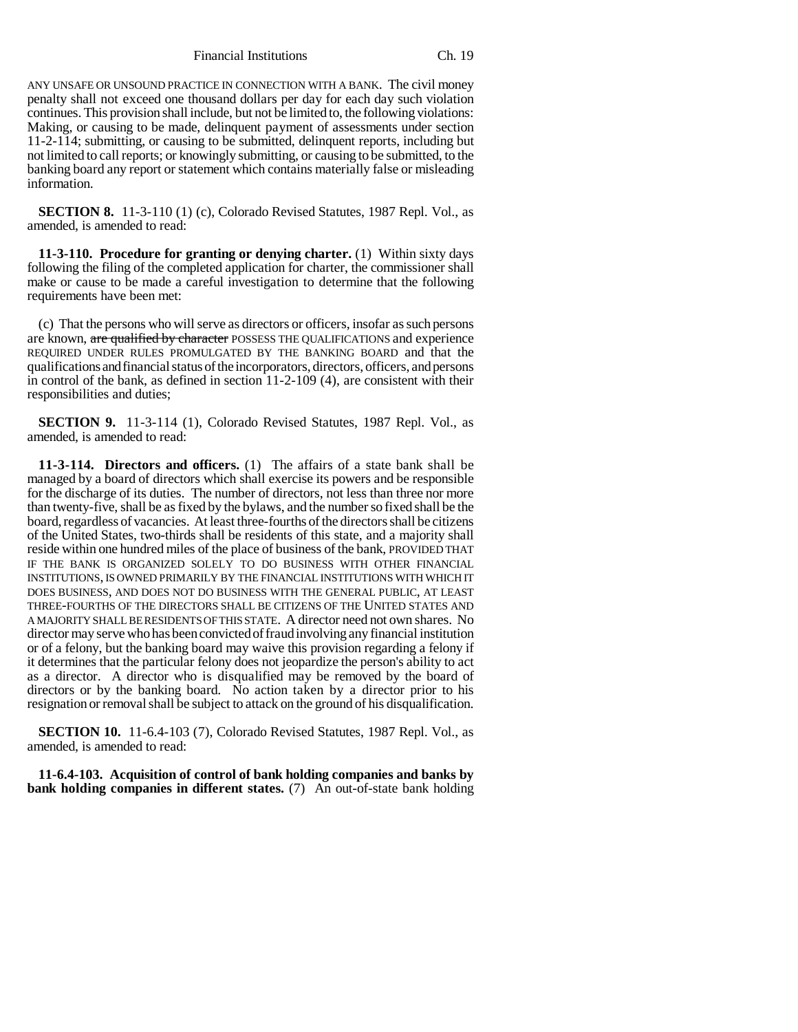ANY UNSAFE OR UNSOUND PRACTICE IN CONNECTION WITH A BANK. The civil money penalty shall not exceed one thousand dollars per day for each day such violation continues. This provision shall include, but not be limited to, the following violations: Making, or causing to be made, delinquent payment of assessments under section 11-2-114; submitting, or causing to be submitted, delinquent reports, including but not limited to call reports; or knowingly submitting, or causing to be submitted, to the banking board any report or statement which contains materially false or misleading information.

**SECTION 8.** 11-3-110 (1) (c), Colorado Revised Statutes, 1987 Repl. Vol., as amended, is amended to read:

**11-3-110. Procedure for granting or denying charter.** (1) Within sixty days following the filing of the completed application for charter, the commissioner shall make or cause to be made a careful investigation to determine that the following requirements have been met:

(c) That the persons who will serve as directors or officers, insofar as such persons are known, ~~are qualified by character~~ POSSESS THE QUALIFICATIONS and experience REQUIRED UNDER RULES PROMULGATED BY THE BANKING BOARD and that the qualifications and financial status of the incorporators, directors, officers, and persons in control of the bank, as defined in section 11-2-109 (4), are consistent with their responsibilities and duties;

**SECTION 9.** 11-3-114 (1), Colorado Revised Statutes, 1987 Repl. Vol., as amended, is amended to read:

**11-3-114. Directors and officers.** (1) The affairs of a state bank shall be managed by a board of directors which shall exercise its powers and be responsible for the discharge of its duties. The number of directors, not less than three nor more than twenty-five, shall be as fixed by the bylaws, and the number so fixed shall be the board, regardless of vacancies. At least three-fourths of the directors shall be citizens of the United States, two-thirds shall be residents of this state, and a majority shall reside within one hundred miles of the place of business of the bank, PROVIDED THAT IF THE BANK IS ORGANIZED SOLELY TO DO BUSINESS WITH OTHER FINANCIAL INSTITUTIONS, IS OWNED PRIMARILY BY THE FINANCIAL INSTITUTIONS WITH WHICH IT DOES BUSINESS, AND DOES NOT DO BUSINESS WITH THE GENERAL PUBLIC, AT LEAST THREE-FOURTHS OF THE DIRECTORS SHALL BE CITIZENS OF THE UNITED STATES AND A MAJORITY SHALL BE RESIDENTS OF THIS STATE. A director need not own shares. No director may serve who has been convicted of fraud involving any financial institution or of a felony, but the banking board may waive this provision regarding a felony if it determines that the particular felony does not jeopardize the person's ability to act as a director. A director who is disqualified may be removed by the board of directors or by the banking board. No action taken by a director prior to his resignation or removal shall be subject to attack on the ground of his disqualification.

**SECTION 10.** 11-6.4-103 (7), Colorado Revised Statutes, 1987 Repl. Vol., as amended, is amended to read:

**11-6.4-103. Acquisition of control of bank holding companies and banks by bank holding companies in different states.** (7) An out-of-state bank holding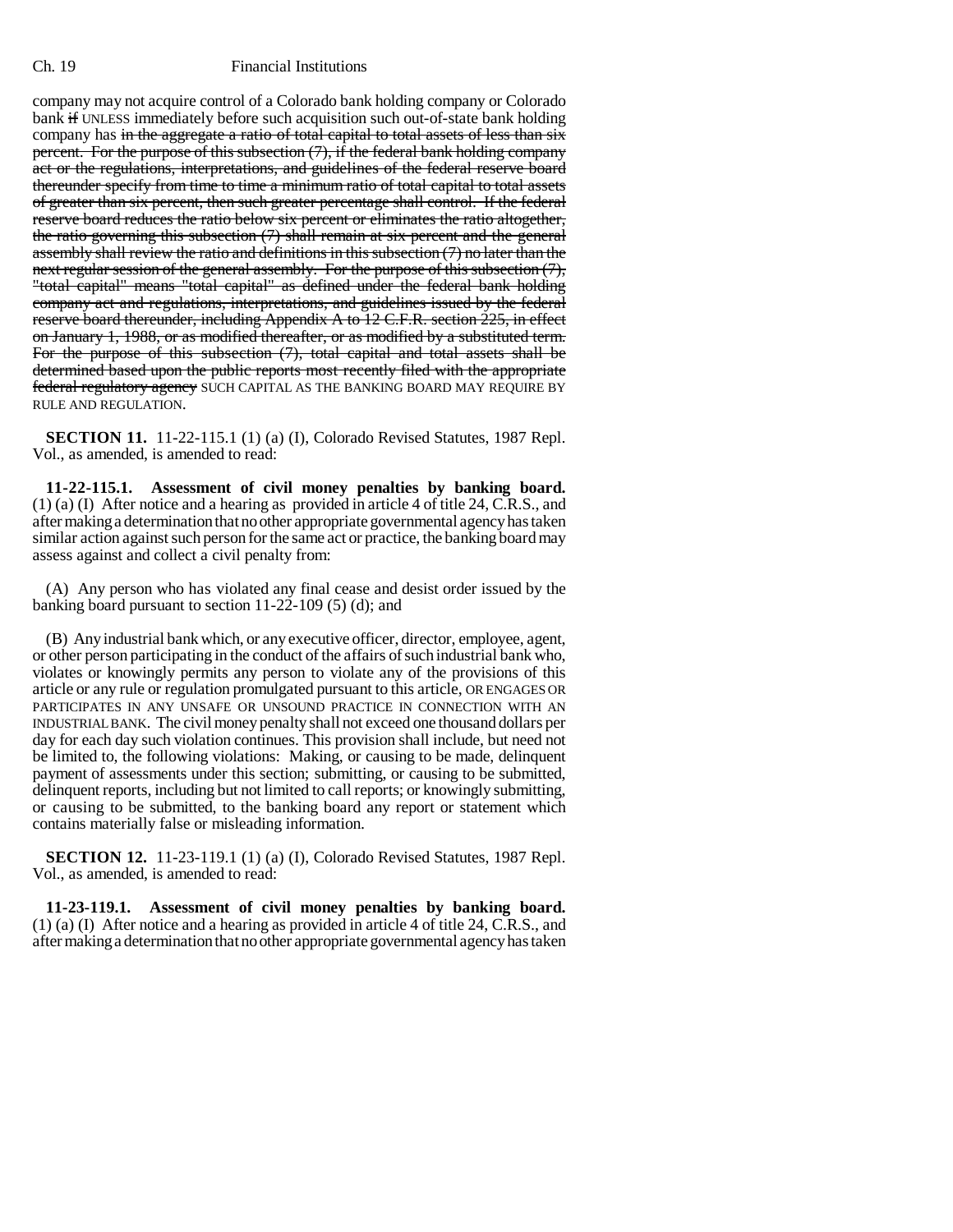company may not acquire control of a Colorado bank holding company or Colorado bank ~~if~~ UNLESS immediately before such acquisition such out-of-state bank holding company has ~~in the aggregate a ratio of total capital to total assets of less than six percent. For the purpose of this subsection (7), if the federal bank holding company act or the regulations, interpretations, and guidelines of the federal reserve board thereunder specify from time to time a minimum ratio of total capital to total assets of greater than six percent, then such greater percentage shall control. If the federal reserve board reduces the ratio below six percent or eliminates the ratio altogether, the ratio governing this subsection (7) shall remain at six percent and the general assembly shall review the ratio and definitions in this subsection (7) no later than the next regular session of the general assembly. For the purpose of this subsection (7), "total capital" means "total capital" as defined under the federal bank holding company act and regulations, interpretations, and guidelines issued by the federal reserve board thereunder, including Appendix A to 12 C.F.R. section 225, in effect on January 1, 1988, or as modified thereafter, or as modified by a substituted term. For the purpose of this subsection (7), total capital and total assets shall be determined based upon the public reports most recently filed with the appropriate federal regulatory agency~~ SUCH CAPITAL AS THE BANKING BOARD MAY REQUIRE BY RULE AND REGULATION.

**SECTION 11.** 11-22-115.1 (1) (a) (I), Colorado Revised Statutes, 1987 Repl. Vol., as amended, is amended to read:

**11-22-115.1. Assessment of civil money penalties by banking board.** (1) (a) (I) After notice and a hearing as provided in article 4 of title 24, C.R.S., and after making a determination that no other appropriate governmental agency has taken similar action against such person for the same act or practice, the banking board may assess against and collect a civil penalty from:

(A) Any person who has violated any final cease and desist order issued by the banking board pursuant to section 11-22-109 (5) (d); and

(B) Any industrial bank which, or any executive officer, director, employee, agent, or other person participating in the conduct of the affairs of such industrial bank who, violates or knowingly permits any person to violate any of the provisions of this article or any rule or regulation promulgated pursuant to this article, OR ENGAGES OR PARTICIPATES IN ANY UNSAFE OR UNSOUND PRACTICE IN CONNECTION WITH AN INDUSTRIAL BANK. The civil money penalty shall not exceed one thousand dollars per day for each day such violation continues. This provision shall include, but need not be limited to, the following violations: Making, or causing to be made, delinquent payment of assessments under this section; submitting, or causing to be submitted, delinquent reports, including but not limited to call reports; or knowingly submitting, or causing to be submitted, to the banking board any report or statement which contains materially false or misleading information.

**SECTION 12.** 11-23-119.1 (1) (a) (I), Colorado Revised Statutes, 1987 Repl. Vol., as amended, is amended to read:

**11-23-119.1. Assessment of civil money penalties by banking board.** (1) (a) (I) After notice and a hearing as provided in article 4 of title 24, C.R.S., and after making a determination that no other appropriate governmental agency has taken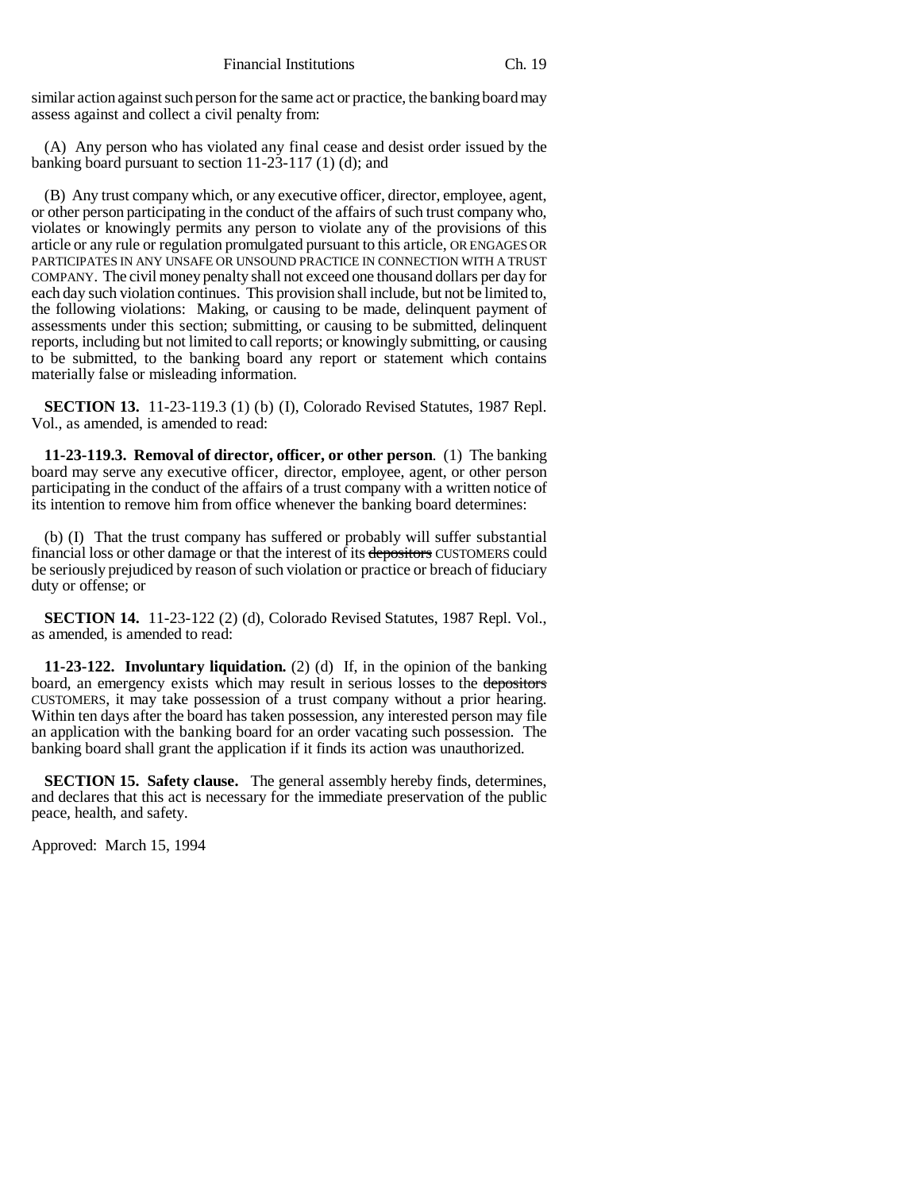similar action against such person for the same act or practice, the banking board may assess against and collect a civil penalty from:

(A) Any person who has violated any final cease and desist order issued by the banking board pursuant to section 11-23-117 (1) (d); and

(B) Any trust company which, or any executive officer, director, employee, agent, or other person participating in the conduct of the affairs of such trust company who, violates or knowingly permits any person to violate any of the provisions of this article or any rule or regulation promulgated pursuant to this article, OR ENGAGES OR PARTICIPATES IN ANY UNSAFE OR UNSOUND PRACTICE IN CONNECTION WITH A TRUST COMPANY. The civil money penalty shall not exceed one thousand dollars per day for each day such violation continues. This provision shall include, but not be limited to, the following violations: Making, or causing to be made, delinquent payment of assessments under this section; submitting, or causing to be submitted, delinquent reports, including but not limited to call reports; or knowingly submitting, or causing to be submitted, to the banking board any report or statement which contains materially false or misleading information.

**SECTION 13.** 11-23-119.3 (1) (b) (I), Colorado Revised Statutes, 1987 Repl. Vol., as amended, is amended to read:

**11-23-119.3. Removal of director, officer, or other person**. (1) The banking board may serve any executive officer, director, employee, agent, or other person participating in the conduct of the affairs of a trust company with a written notice of its intention to remove him from office whenever the banking board determines:

(b) (I) That the trust company has suffered or probably will suffer substantial financial loss or other damage or that the interest of its ~~depositors~~ CUSTOMERS could be seriously prejudiced by reason of such violation or practice or breach of fiduciary duty or offense; or

**SECTION 14.** 11-23-122 (2) (d), Colorado Revised Statutes, 1987 Repl. Vol., as amended, is amended to read:

**11-23-122. Involuntary liquidation.** (2) (d) If, in the opinion of the banking board, an emergency exists which may result in serious losses to the ~~depositors~~ CUSTOMERS, it may take possession of a trust company without a prior hearing. Within ten days after the board has taken possession, any interested person may file an application with the banking board for an order vacating such possession. The banking board shall grant the application if it finds its action was unauthorized.

**SECTION 15. Safety clause.** The general assembly hereby finds, determines, and declares that this act is necessary for the immediate preservation of the public peace, health, and safety.

Approved: March 15, 1994